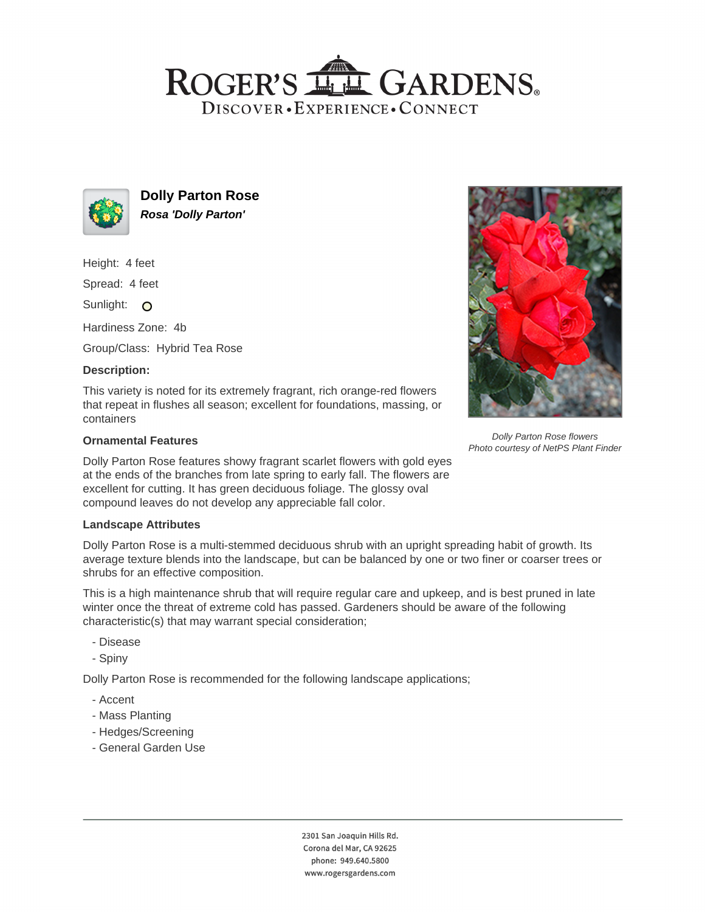# Roger's Gardens

Discover • Experience • Connect

## Dolly Parton Rose

***Rosa 'Dolly Parton'***

Height: 4 feet

Spread: 4 feet

Sunlight: O

Hardiness Zone: 4b

Group/Class: Hybrid Tea Rose

### Description:

This variety is noted for its extremely fragrant, rich orange-red flowers that repeat in flushes all season; excellent for foundations, massing, or containers

*Dolly Parton Rose flowers*
*Photo courtesy of NetPS Plant Finder*

### Ornamental Features

Dolly Parton Rose features showy fragrant scarlet flowers with gold eyes at the ends of the branches from late spring to early fall. The flowers are excellent for cutting. It has green deciduous foliage. The glossy oval compound leaves do not develop any appreciable fall color.

### Landscape Attributes

Dolly Parton Rose is a multi-stemmed deciduous shrub with an upright spreading habit of growth. Its average texture blends into the landscape, but can be balanced by one or two finer or coarser trees or shrubs for an effective composition.

This is a high maintenance shrub that will require regular care and upkeep, and is best pruned in late winter once the threat of extreme cold has passed. Gardeners should be aware of the following characteristic(s) that may warrant special consideration;

- Disease
- Spiny

Dolly Parton Rose is recommended for the following landscape applications;

- Accent
- Mass Planting
- Hedges/Screening
- General Garden Use

2301 San Joaquin Hills Rd.
Corona del Mar, CA 92625
phone: 949.640.5800
www.rogersgardens.com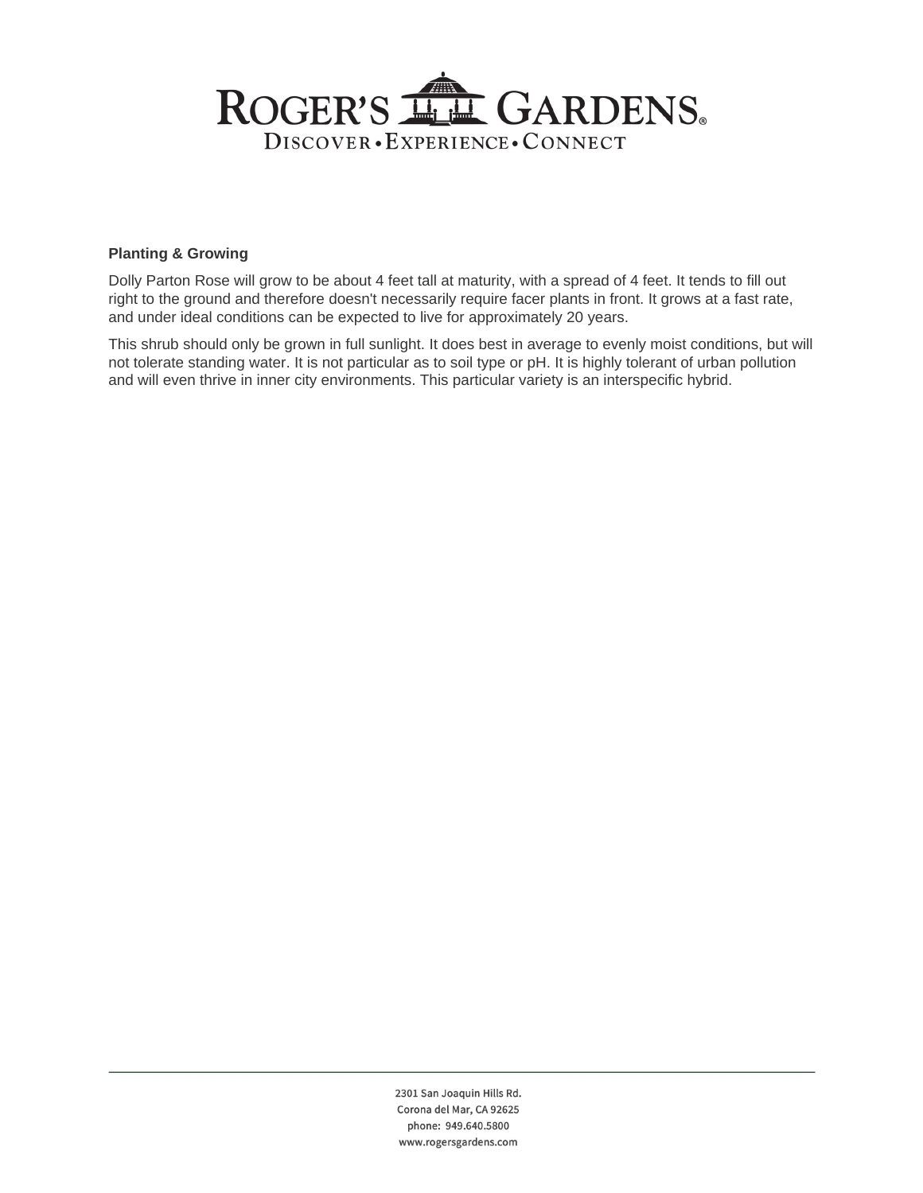**Planting & Growing**

Dolly Parton Rose will grow to be about 4 feet tall at maturity, with a spread of 4 feet. It tends to fill out right to the ground and therefore doesn't necessarily require facer plants in front. It grows at a fast rate, and under ideal conditions can be expected to live for approximately 20 years.

This shrub should only be grown in full sunlight. It does best in average to evenly moist conditions, but will not tolerate standing water. It is not particular as to soil type or pH. It is highly tolerant of urban pollution and will even thrive in inner city environments. This particular variety is an interspecific hybrid.